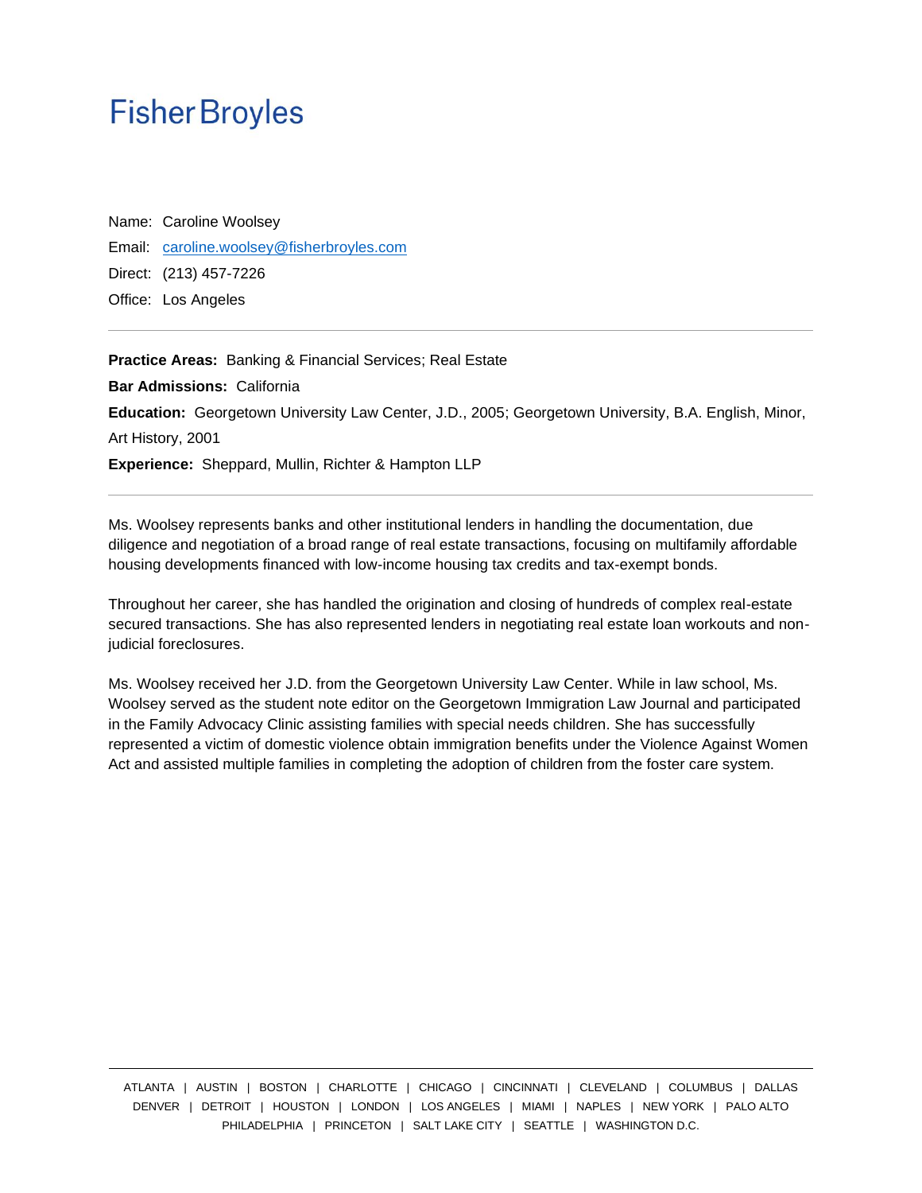# Fisher Broyles

Name: Caroline Woolsey

Email: caroline.woolsey@fisherbroyles.com

Direct: (213) 457-7226

Office: Los Angeles

---

**Practice Areas:** Banking & Financial Services; Real Estate

**Bar Admissions:** California

**Education:** Georgetown University Law Center, J.D., 2005; Georgetown University, B.A. English, Minor, Art History, 2001

**Experience:** Sheppard, Mullin, Richter & Hampton LLP

---

Ms. Woolsey represents banks and other institutional lenders in handling the documentation, due diligence and negotiation of a broad range of real estate transactions, focusing on multifamily affordable housing developments financed with low-income housing tax credits and tax-exempt bonds.

Throughout her career, she has handled the origination and closing of hundreds of complex real-estate secured transactions. She has also represented lenders in negotiating real estate loan workouts and non-judicial foreclosures.

Ms. Woolsey received her J.D. from the Georgetown University Law Center. While in law school, Ms. Woolsey served as the student note editor on the Georgetown Immigration Law Journal and participated in the Family Advocacy Clinic assisting families with special needs children. She has successfully represented a victim of domestic violence obtain immigration benefits under the Violence Against Women Act and assisted multiple families in completing the adoption of children from the foster care system.

---

ATLANTA | AUSTIN | BOSTON | CHARLOTTE | CHICAGO | CINCINNATI | CLEVELAND | COLUMBUS | DALLAS
DENVER | DETROIT | HOUSTON | LONDON | LOS ANGELES | MIAMI | NAPLES | NEW YORK | PALO ALTO
PHILADELPHIA | PRINCETON | SALT LAKE CITY | SEATTLE | WASHINGTON D.C.